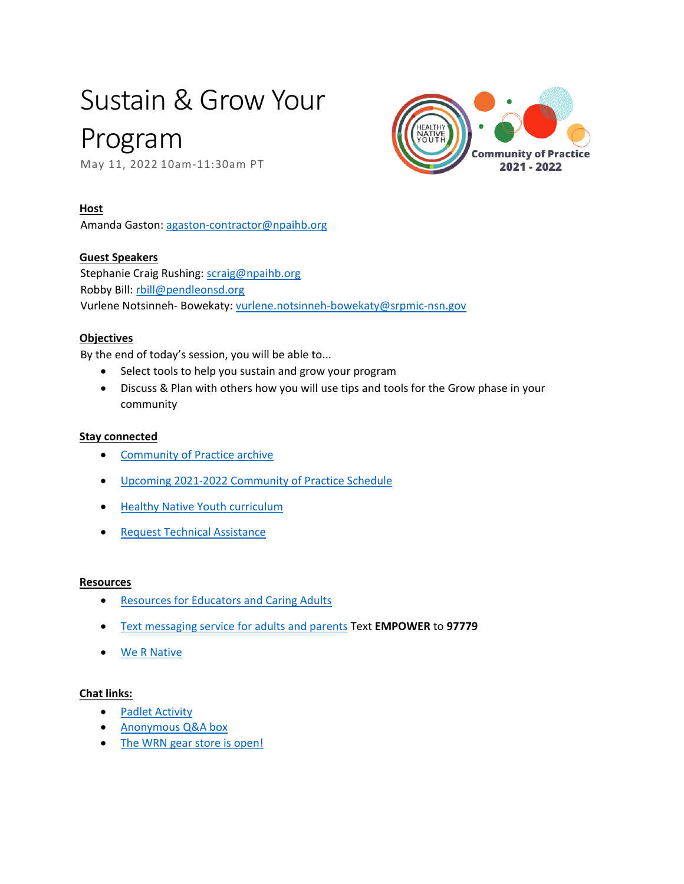# Sustain & Grow Your Program

May 11, 2022 10am-11:30am PT

Healthy Native Youth Community of Practice 2021 - 2022

**Host**

Amanda Gaston: agaston-contractor@npaihb.org

**Guest Speakers**

Stephanie Craig Rushing: scraig@npaihb.org
Robby Bill: rbill@pendleonsd.org
Vurlene Notsinneh- Bowekaty: vurlene.notsinneh-bowekaty@srpmic-nsn.gov

**Objectives**

By the end of today's session, you will be able to...

- Select tools to help you sustain and grow your program
- Discuss & Plan with others how you will use tips and tools for the Grow phase in your community

**Stay connected**

- Community of Practice archive
- Upcoming 2021-2022 Community of Practice Schedule
- Healthy Native Youth curriculum
- Request Technical Assistance

**Resources**

- Resources for Educators and Caring Adults
- Text messaging service for adults and parents Text **EMPOWER** to **97779**
- We R Native

**Chat links:**

- Padlet Activity
- Anonymous Q&A box
- The WRN gear store is open!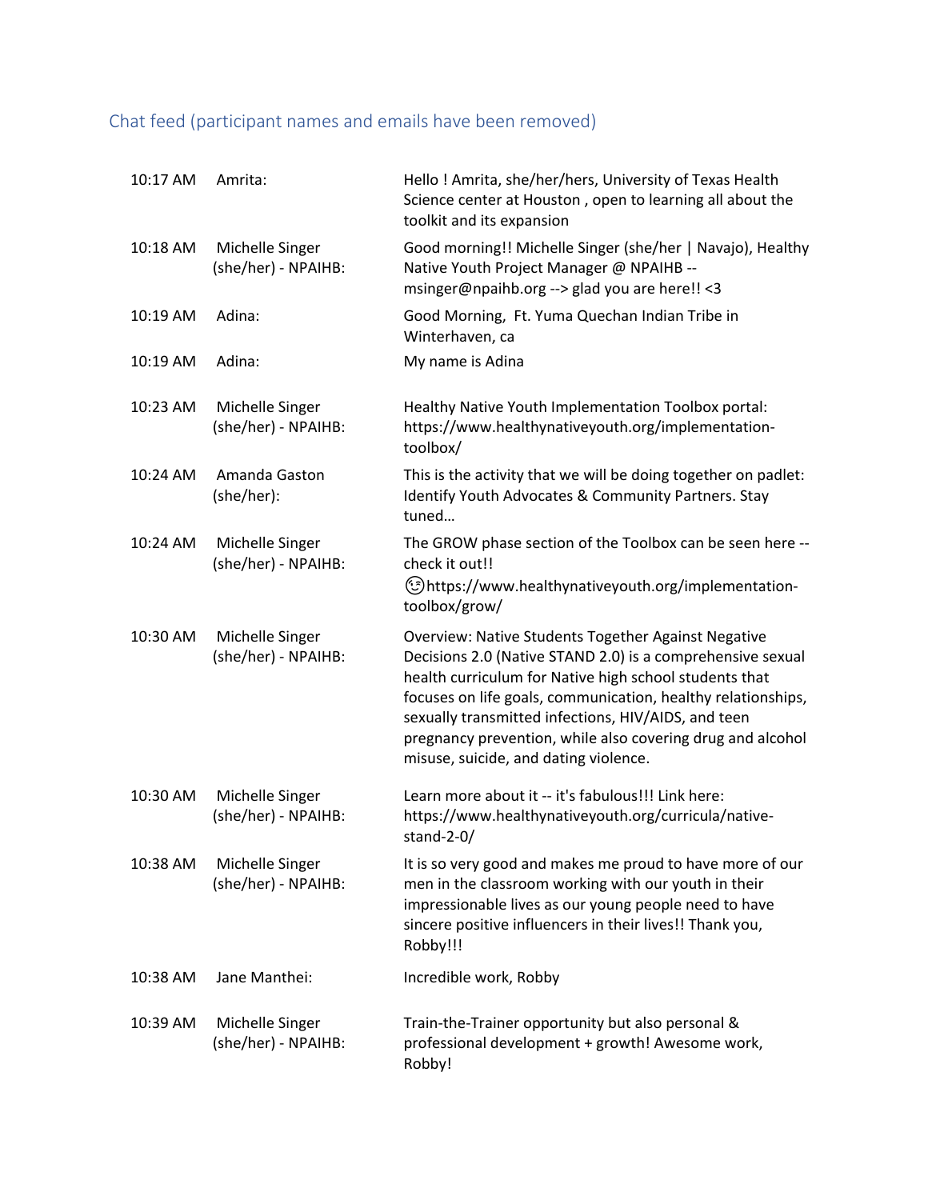## Chat feed (participant names and emails have been removed)

| | | |
|---|---|---|
| 10:17 AM | Amrita: | Hello ! Amrita, she/her/hers, University of Texas Health Science center at Houston , open to learning all about the toolkit and its expansion |
| 10:18 AM | Michelle Singer (she/her) - NPAIHB: | Good morning!! Michelle Singer (she/her \| Navajo), Healthy Native Youth Project Manager @ NPAIHB -- msinger@npaihb.org --> glad you are here!! <3 |
| 10:19 AM | Adina: | Good Morning, Ft. Yuma Quechan Indian Tribe in Winterhaven, ca |
| 10:19 AM | Adina: | My name is Adina |
| 10:23 AM | Michelle Singer (she/her) - NPAIHB: | Healthy Native Youth Implementation Toolbox portal: https://www.healthynativeyouth.org/implementation-toolbox/ |
| 10:24 AM | Amanda Gaston (she/her): | This is the activity that we will be doing together on padlet: Identify Youth Advocates & Community Partners. Stay tuned… |
| 10:24 AM | Michelle Singer (she/her) - NPAIHB: | The GROW phase section of the Toolbox can be seen here -- check it out!! 😉https://www.healthynativeyouth.org/implementation-toolbox/grow/ |
| 10:30 AM | Michelle Singer (she/her) - NPAIHB: | Overview: Native Students Together Against Negative Decisions 2.0 (Native STAND 2.0) is a comprehensive sexual health curriculum for Native high school students that focuses on life goals, communication, healthy relationships, sexually transmitted infections, HIV/AIDS, and teen pregnancy prevention, while also covering drug and alcohol misuse, suicide, and dating violence. |
| 10:30 AM | Michelle Singer (she/her) - NPAIHB: | Learn more about it -- it's fabulous!!! Link here: https://www.healthynativeyouth.org/curricula/native-stand-2-0/ |
| 10:38 AM | Michelle Singer (she/her) - NPAIHB: | It is so very good and makes me proud to have more of our men in the classroom working with our youth in their impressionable lives as our young people need to have sincere positive influencers in their lives!! Thank you, Robby!!! |
| 10:38 AM | Jane Manthei: | Incredible work, Robby |
| 10:39 AM | Michelle Singer (she/her) - NPAIHB: | Train-the-Trainer opportunity but also personal & professional development + growth! Awesome work, Robby! |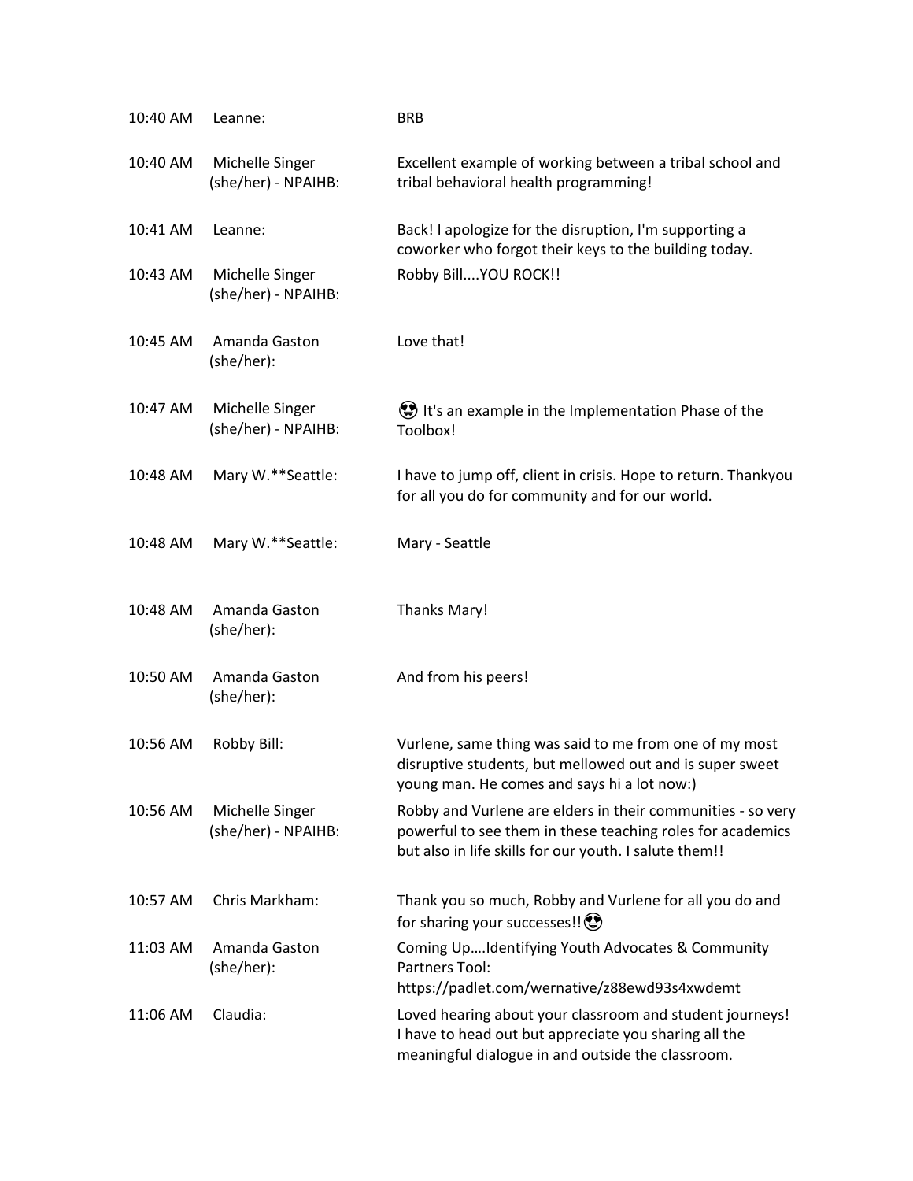| | | |
|---|---|---|
| 10:40 AM | Leanne: | BRB |
| 10:40 AM | Michelle Singer (she/her) - NPAIHB: | Excellent example of working between a tribal school and tribal behavioral health programming! |
| 10:41 AM | Leanne: | Back! I apologize for the disruption, I'm supporting a coworker who forgot their keys to the building today. |
| 10:43 AM | Michelle Singer (she/her) - NPAIHB: | Robby Bill....YOU ROCK!! |
| 10:45 AM | Amanda Gaston (she/her): | Love that! |
| 10:47 AM | Michelle Singer (she/her) - NPAIHB: | 😍 It's an example in the Implementation Phase of the Toolbox! |
| 10:48 AM | Mary W.**Seattle: | I have to jump off, client in crisis. Hope to return. Thankyou for all you do for community and for our world. |
| 10:48 AM | Mary W.**Seattle: | Mary - Seattle |
| 10:48 AM | Amanda Gaston (she/her): | Thanks Mary! |
| 10:50 AM | Amanda Gaston (she/her): | And from his peers! |
| 10:56 AM | Robby Bill: | Vurlene, same thing was said to me from one of my most disruptive students, but mellowed out and is super sweet young man. He comes and says hi a lot now:) |
| 10:56 AM | Michelle Singer (she/her) - NPAIHB: | Robby and Vurlene are elders in their communities - so very powerful to see them in these teaching roles for academics but also in life skills for our youth. I salute them!! |
| 10:57 AM | Chris Markham: | Thank you so much, Robby and Vurlene for all you do and for sharing your successes!!😍 |
| 11:03 AM | Amanda Gaston (she/her): | Coming Up....Identifying Youth Advocates & Community Partners Tool: https://padlet.com/wernative/z88ewd93s4xwdemt |
| 11:06 AM | Claudia: | Loved hearing about your classroom and student journeys! I have to head out but appreciate you sharing all the meaningful dialogue in and outside the classroom. |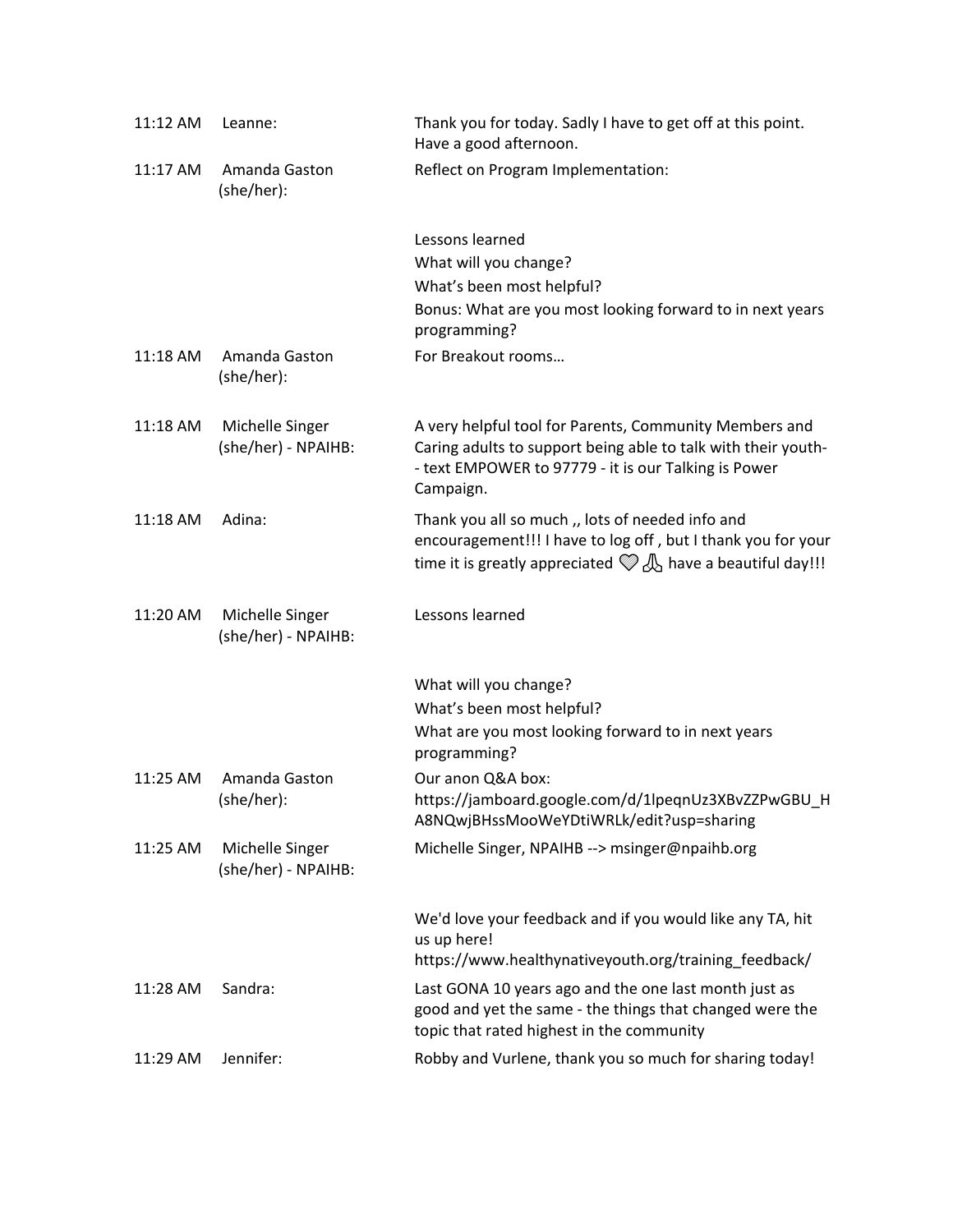| | | |
|---|---|---|
| 11:12 AM | Leanne: | Thank you for today. Sadly I have to get off at this point. Have a good afternoon. |
| 11:17 AM | Amanda Gaston (she/her): | Reflect on Program Implementation:<br><br>Lessons learned<br>What will you change?<br>What's been most helpful?<br>Bonus: What are you most looking forward to in next years programming? |
| 11:18 AM | Amanda Gaston (she/her): | For Breakout rooms… |
| 11:18 AM | Michelle Singer (she/her) - NPAIHB: | A very helpful tool for Parents, Community Members and Caring adults to support being able to talk with their youth--- text EMPOWER to 97779 - it is our Talking is Power Campaign. |
| 11:18 AM | Adina: | Thank you all so much ,, lots of needed info and encouragement!!! I have to log off , but I thank you for your time it is greatly appreciated 💗 🙏 have a beautiful day!!! |
| 11:20 AM | Michelle Singer (she/her) - NPAIHB: | Lessons learned<br><br>What will you change?<br>What's been most helpful?<br>What are you most looking forward to in next years programming? |
| 11:25 AM | Amanda Gaston (she/her): | Our anon Q&A box: https://jamboard.google.com/d/1lpeqnUz3XBvZZPwGBU_HA8NQwjBHssMooWeYDtiWRLk/edit?usp=sharing |
| 11:25 AM | Michelle Singer (she/her) - NPAIHB: | Michelle Singer, NPAIHB --> msinger@npaihb.org<br><br>We'd love your feedback and if you would like any TA, hit us up here! https://www.healthynativeyouth.org/training_feedback/ |
| 11:28 AM | Sandra: | Last GONA 10 years ago and the one last month just as good and yet the same - the things that changed were the topic that rated highest in the community |
| 11:29 AM | Jennifer: | Robby and Vurlene, thank you so much for sharing today! |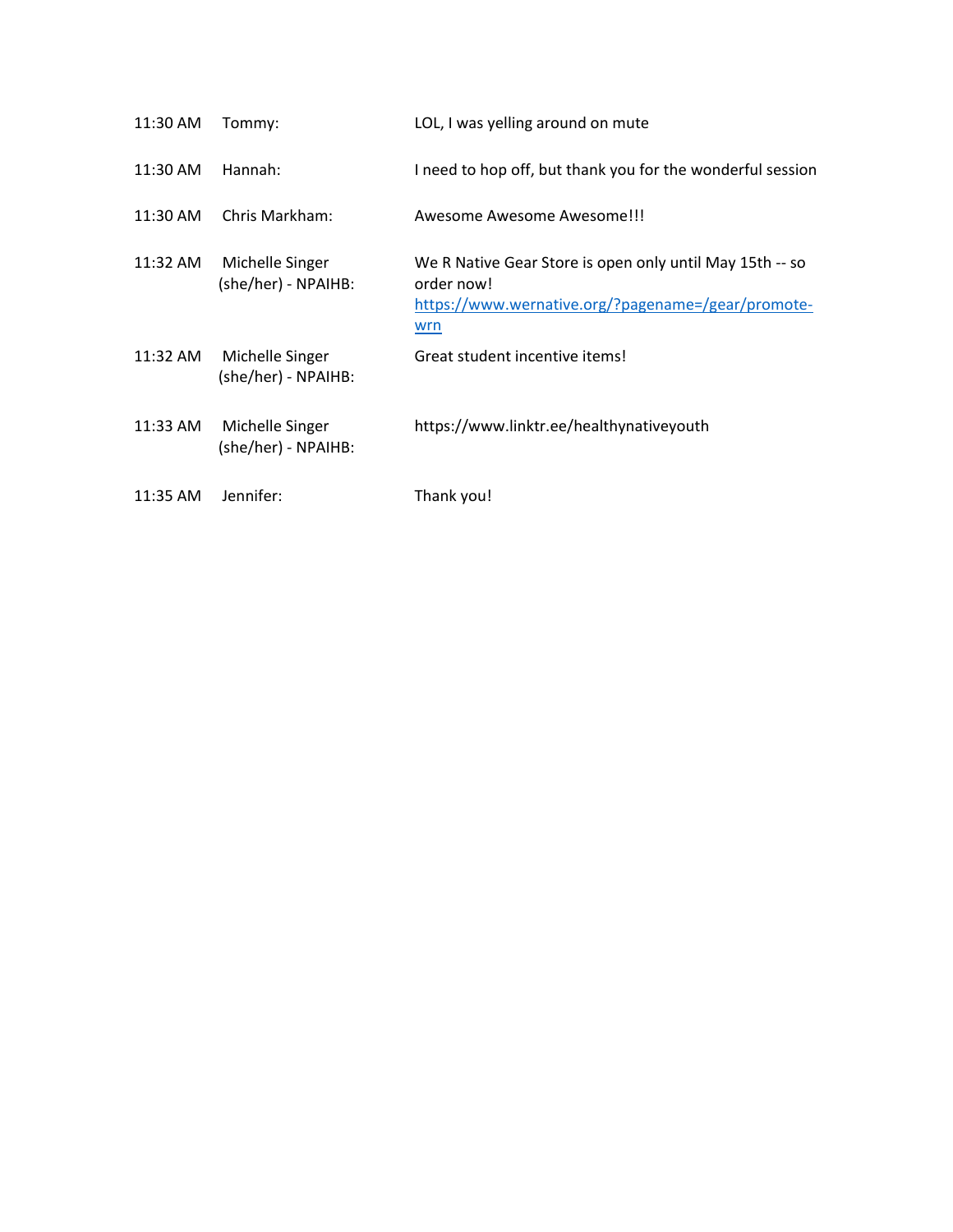| | | |
|---|---|---|
| 11:30 AM | Tommy: | LOL, I was yelling around on mute |
| 11:30 AM | Hannah: | I need to hop off, but thank you for the wonderful session |
| 11:30 AM | Chris Markham: | Awesome Awesome Awesome!!! |
| 11:32 AM | Michelle Singer (she/her) - NPAIHB: | We R Native Gear Store is open only until May 15th -- so order now! https://www.wernative.org/?pagename=/gear/promote-wrn |
| 11:32 AM | Michelle Singer (she/her) - NPAIHB: | Great student incentive items! |
| 11:33 AM | Michelle Singer (she/her) - NPAIHB: | https://www.linktr.ee/healthynativeyouth |
| 11:35 AM | Jennifer: | Thank you! |